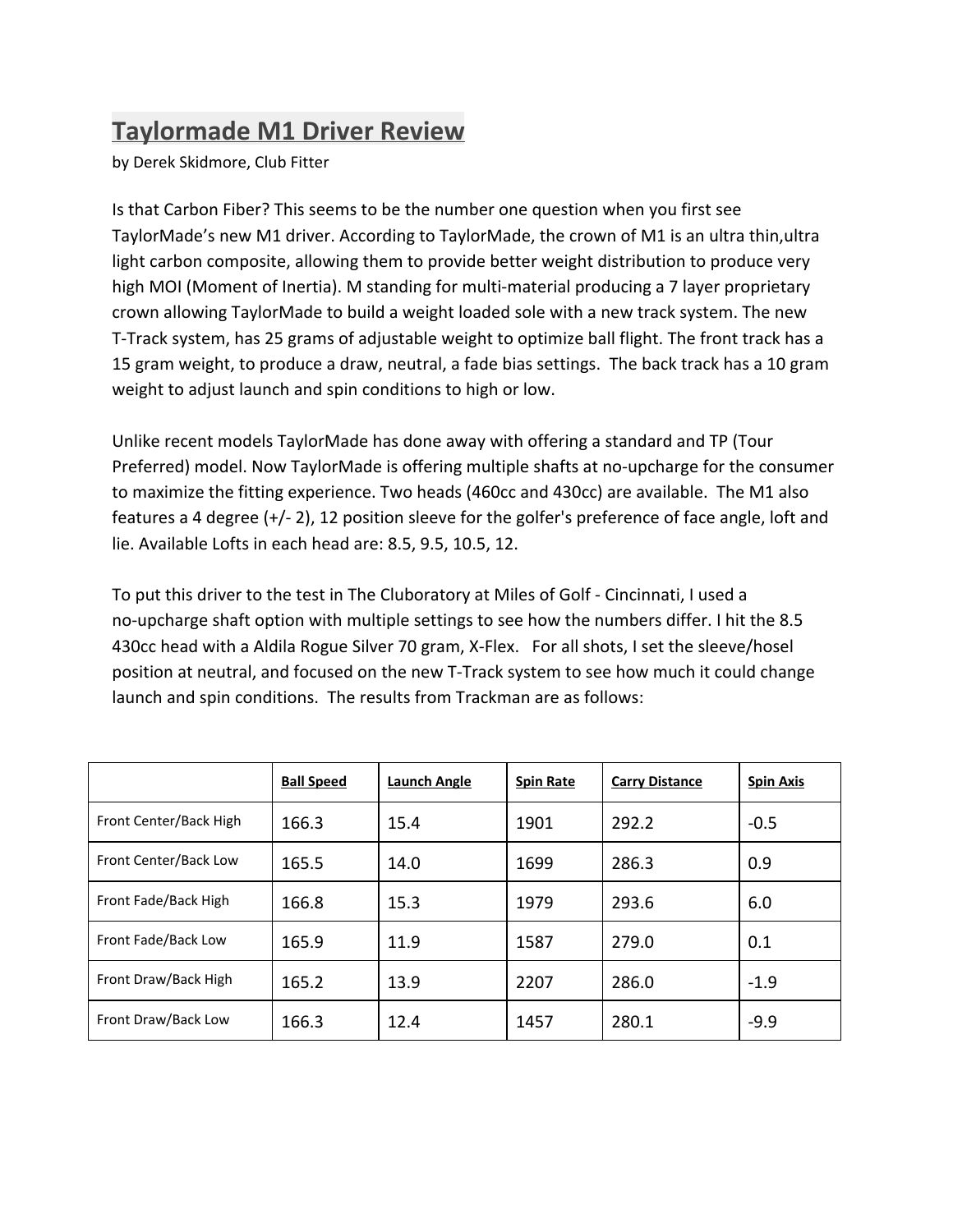# Taylormade M1 Driver Review

by Derek Skidmore, Club Fitter

Is that Carbon Fiber? This seems to be the number one question when you first see TaylorMade's new M1 driver. According to TaylorMade, the crown of M1 is an ultra thin,ultra light carbon composite, allowing them to provide better weight distribution to produce very high MOI (Moment of Inertia). M standing for multi-material producing a 7 layer proprietary crown allowing TaylorMade to build a weight loaded sole with a new track system. The new T-Track system, has 25 grams of adjustable weight to optimize ball flight. The front track has a 15 gram weight, to produce a draw, neutral, a fade bias settings. The back track has a 10 gram weight to adjust launch and spin conditions to high or low.

Unlike recent models TaylorMade has done away with offering a standard and TP (Tour Preferred) model. Now TaylorMade is offering multiple shafts at no-upcharge for the consumer to maximize the fitting experience. Two heads (460cc and 430cc) are available. The M1 also features a 4 degree (+/- 2), 12 position sleeve for the golfer's preference of face angle, loft and lie. Available Lofts in each head are: 8.5, 9.5, 10.5, 12.

To put this driver to the test in The Cluboratory at Miles of Golf - Cincinnati, I used a no-upcharge shaft option with multiple settings to see how the numbers differ. I hit the 8.5 430cc head with a Aldila Rogue Silver 70 gram, X-Flex. For all shots, I set the sleeve/hosel position at neutral, and focused on the new T-Track system to see how much it could change launch and spin conditions. The results from Trackman are as follows:

| | Ball Speed | Launch Angle | Spin Rate | Carry Distance | Spin Axis |
|---|---|---|---|---|---|
| Front Center/Back High | 166.3 | 15.4 | 1901 | 292.2 | -0.5 |
| Front Center/Back Low | 165.5 | 14.0 | 1699 | 286.3 | 0.9 |
| Front Fade/Back High | 166.8 | 15.3 | 1979 | 293.6 | 6.0 |
| Front Fade/Back Low | 165.9 | 11.9 | 1587 | 279.0 | 0.1 |
| Front Draw/Back High | 165.2 | 13.9 | 2207 | 286.0 | -1.9 |
| Front Draw/Back Low | 166.3 | 12.4 | 1457 | 280.1 | -9.9 |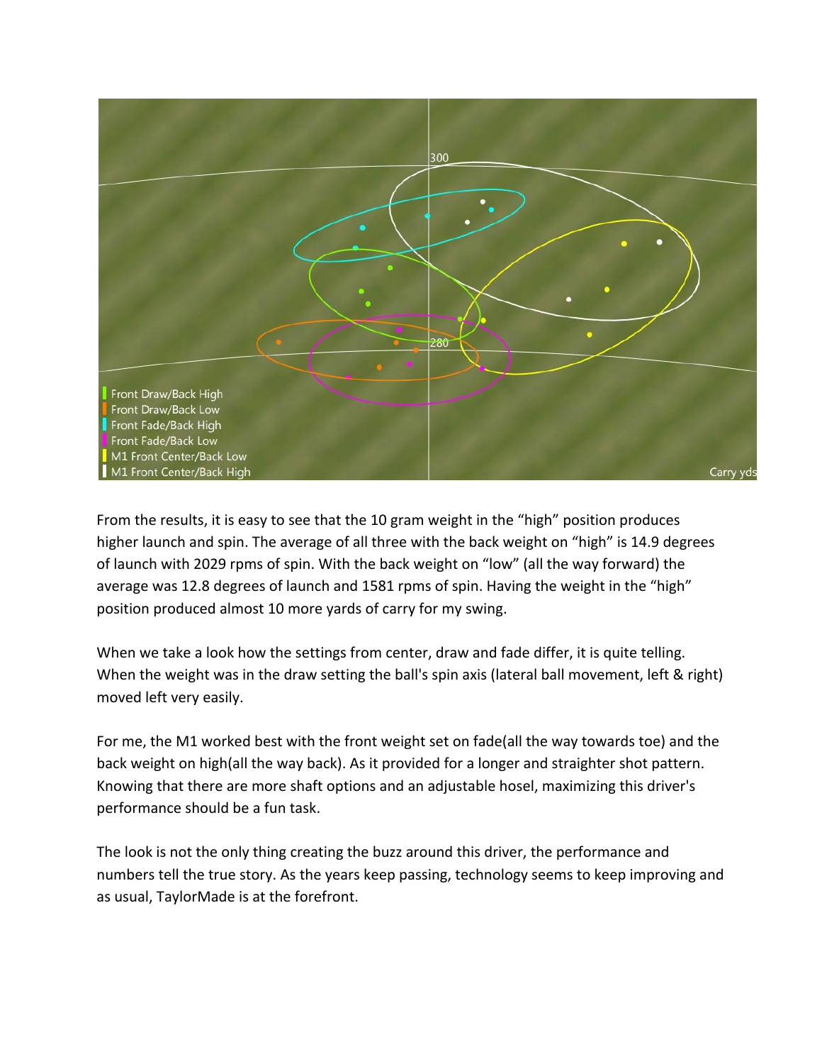300

280

Front Draw/Back High

Front Draw/Back Low

Front Fade/Back High

Front Fade/Back Low

M1 Front Center/Back Low

M1 Front Center/Back High

Carry yds

From the results, it is easy to see that the 10 gram weight in the "high" position produces higher launch and spin. The average of all three with the back weight on "high" is 14.9 degrees of launch with 2029 rpms of spin. With the back weight on "low" (all the way forward) the average was 12.8 degrees of launch and 1581 rpms of spin. Having the weight in the "high" position produced almost 10 more yards of carry for my swing.

When we take a look how the settings from center, draw and fade differ, it is quite telling. When the weight was in the draw setting the ball's spin axis (lateral ball movement, left & right) moved left very easily.

For me, the M1 worked best with the front weight set on fade(all the way towards toe) and the back weight on high(all the way back). As it provided for a longer and straighter shot pattern. Knowing that there are more shaft options and an adjustable hosel, maximizing this driver's performance should be a fun task.

The look is not the only thing creating the buzz around this driver, the performance and numbers tell the true story. As the years keep passing, technology seems to keep improving and as usual, TaylorMade is at the forefront.